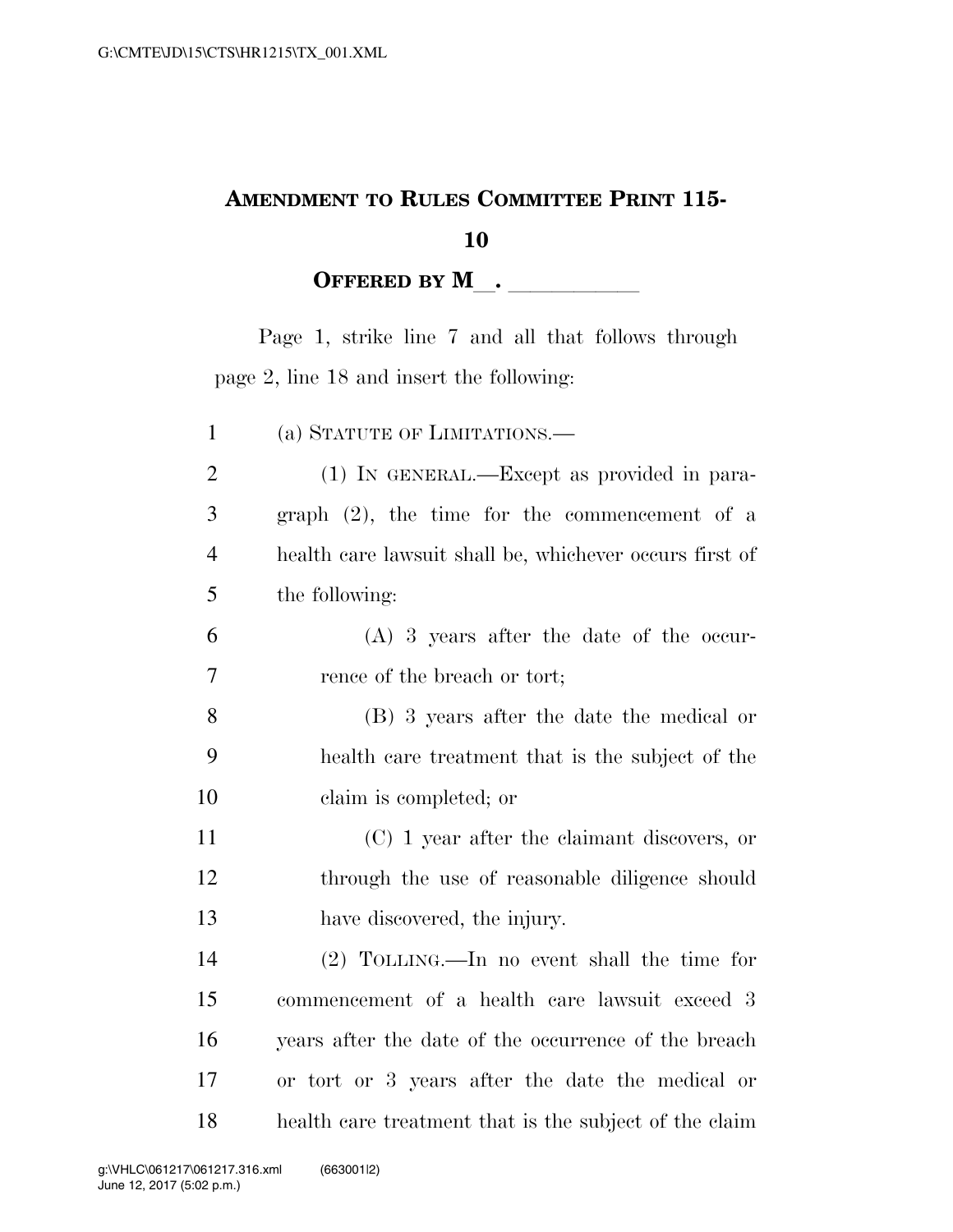# Amendment to Rules Committee Print 115-10

**Offered by M\_\_. \_\_\_\_\_\_\_\_\_\_\_**

Page 1, strike line 7 and all that follows through page 2, line 18 and insert the following:

(a) Statute of Limitations.—

(1) In general.—Except as provided in paragraph (2), the time for the commencement of a health care lawsuit shall be, whichever occurs first of the following:

(A) 3 years after the date of the occurrence of the breach or tort;

(B) 3 years after the date the medical or health care treatment that is the subject of the claim is completed; or

(C) 1 year after the claimant discovers, or through the use of reasonable diligence should have discovered, the injury.

(2) Tolling.—In no event shall the time for commencement of a health care lawsuit exceed 3 years after the date of the occurrence of the breach or tort or 3 years after the date the medical or health care treatment that is the subject of the claim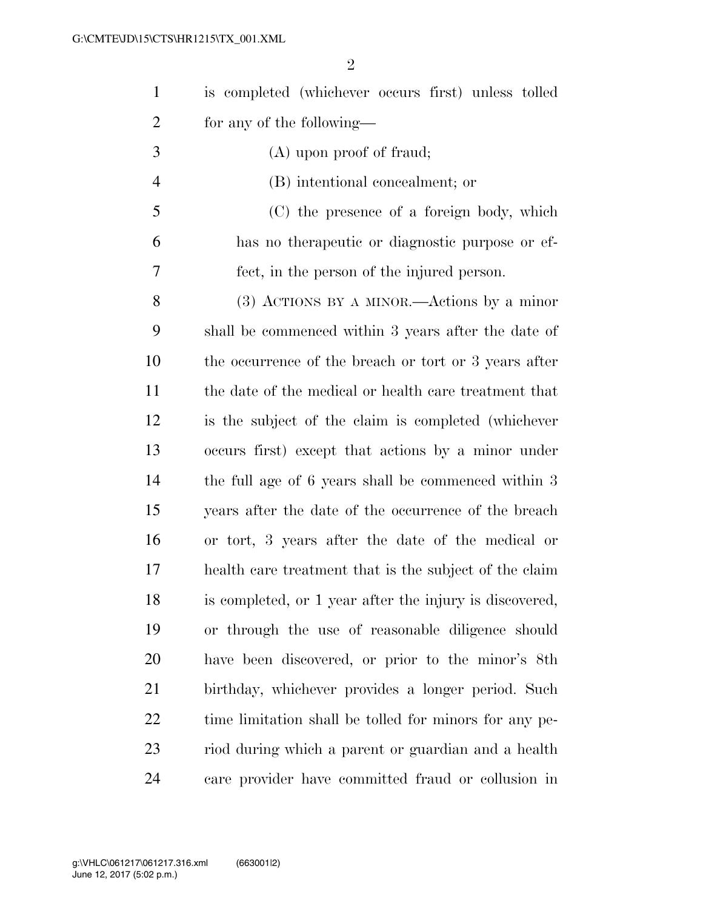is completed (whichever occurs first) unless tolled for any of the following—

(A) upon proof of fraud;

(B) intentional concealment; or

(C) the presence of a foreign body, which has no therapeutic or diagnostic purpose or effect, in the person of the injured person.

(3) ACTIONS BY A MINOR.—Actions by a minor shall be commenced within 3 years after the date of the occurrence of the breach or tort or 3 years after the date of the medical or health care treatment that is the subject of the claim is completed (whichever occurs first) except that actions by a minor under the full age of 6 years shall be commenced within 3 years after the date of the occurrence of the breach or tort, 3 years after the date of the medical or health care treatment that is the subject of the claim is completed, or 1 year after the injury is discovered, or through the use of reasonable diligence should have been discovered, or prior to the minor's 8th birthday, whichever provides a longer period. Such time limitation shall be tolled for minors for any period during which a parent or guardian and a health care provider have committed fraud or collusion in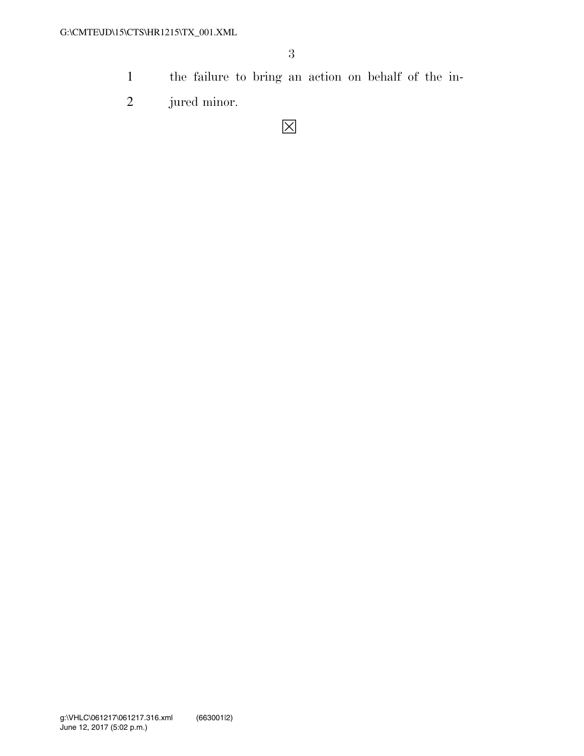the failure to bring an action on behalf of the injured minor.